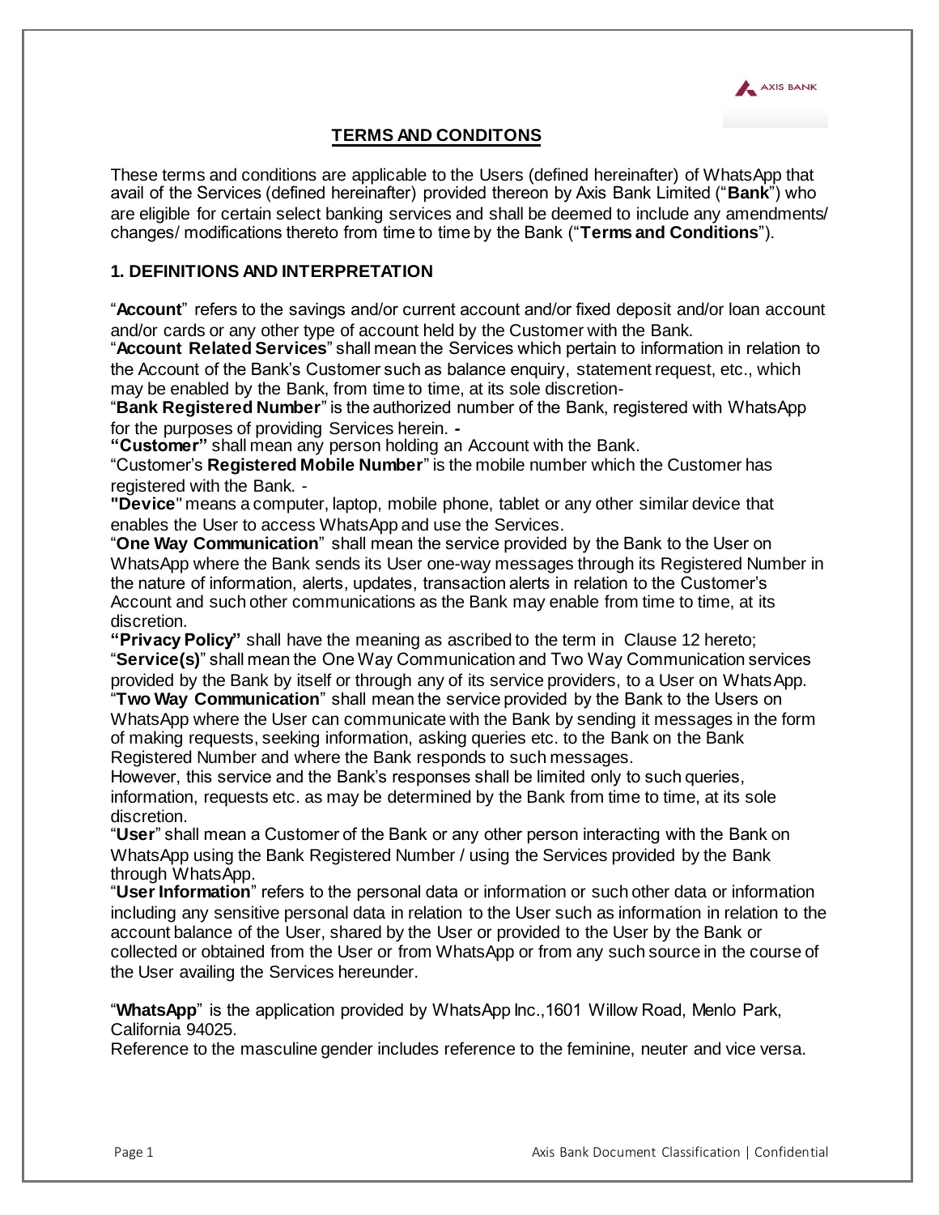## TERMS AND CONDITONS

These terms and conditions are applicable to the Users (defined hereinafter) of WhatsApp that avail of the Services (defined hereinafter) provided thereon by Axis Bank Limited ("**Bank**") who are eligible for certain select banking services and shall be deemed to include any amendments/ changes/ modifications thereto from time to time by the Bank ("**Terms and Conditions**").

### 1. DEFINITIONS AND INTERPRETATION

"**Account**" refers to the savings and/or current account and/or fixed deposit and/or loan account and/or cards or any other type of account held by the Customer with the Bank.

"**Account Related Services**" shall mean the Services which pertain to information in relation to the Account of the Bank's Customer such as balance enquiry, statement request, etc., which may be enabled by the Bank, from time to time, at its sole discretion-

"**Bank Registered Number**" is the authorized number of the Bank, registered with WhatsApp for the purposes of providing Services herein. -

**"Customer"** shall mean any person holding an Account with the Bank.

"Customer's **Registered Mobile Number**" is the mobile number which the Customer has registered with the Bank. -

**"Device"** means a computer, laptop, mobile phone, tablet or any other similar device that enables the User to access WhatsApp and use the Services.

"**One Way Communication**" shall mean the service provided by the Bank to the User on WhatsApp where the Bank sends its User one-way messages through its Registered Number in the nature of information, alerts, updates, transaction alerts in relation to the Customer's Account and such other communications as the Bank may enable from time to time, at its discretion.

**"Privacy Policy"** shall have the meaning as ascribed to the term in Clause 12 hereto;

"**Service(s)**" shall mean the One Way Communication and Two Way Communication services provided by the Bank by itself or through any of its service providers, to a User on WhatsApp.

"**Two Way Communication**" shall mean the service provided by the Bank to the Users on WhatsApp where the User can communicate with the Bank by sending it messages in the form of making requests, seeking information, asking queries etc. to the Bank on the Bank Registered Number and where the Bank responds to such messages.

However, this service and the Bank's responses shall be limited only to such queries, information, requests etc. as may be determined by the Bank from time to time, at its sole discretion.

"**User**" shall mean a Customer of the Bank or any other person interacting with the Bank on WhatsApp using the Bank Registered Number / using the Services provided by the Bank through WhatsApp.

"**User Information**" refers to the personal data or information or such other data or information including any sensitive personal data in relation to the User such as information in relation to the account balance of the User, shared by the User or provided to the User by the Bank or collected or obtained from the User or from WhatsApp or from any such source in the course of the User availing the Services hereunder.

"**WhatsApp**" is the application provided by WhatsApp Inc.,1601 Willow Road, Menlo Park, California 94025.

Reference to the masculine gender includes reference to the feminine, neuter and vice versa.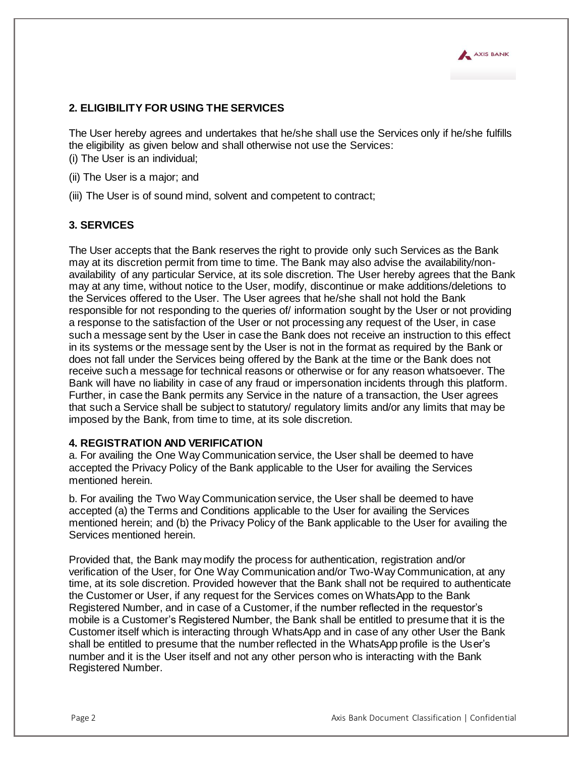## 2. ELIGIBILITY FOR USING THE SERVICES

The User hereby agrees and undertakes that he/she shall use the Services only if he/she fulfills the eligibility as given below and shall otherwise not use the Services:

(i) The User is an individual;

(ii) The User is a major; and

(iii) The User is of sound mind, solvent and competent to contract;

## 3. SERVICES

The User accepts that the Bank reserves the right to provide only such Services as the Bank may at its discretion permit from time to time. The Bank may also advise the availability/non-availability of any particular Service, at its sole discretion. The User hereby agrees that the Bank may at any time, without notice to the User, modify, discontinue or make additions/deletions to the Services offered to the User. The User agrees that he/she shall not hold the Bank responsible for not responding to the queries of/ information sought by the User or not providing a response to the satisfaction of the User or not processing any request of the User, in case such a message sent by the User in case the Bank does not receive an instruction to this effect in its systems or the message sent by the User is not in the format as required by the Bank or does not fall under the Services being offered by the Bank at the time or the Bank does not receive such a message for technical reasons or otherwise or for any reason whatsoever. The Bank will have no liability in case of any fraud or impersonation incidents through this platform. Further, in case the Bank permits any Service in the nature of a transaction, the User agrees that such a Service shall be subject to statutory/ regulatory limits and/or any limits that may be imposed by the Bank, from time to time, at its sole discretion.

## 4. REGISTRATION AND VERIFICATION

a. For availing the One Way Communication service, the User shall be deemed to have accepted the Privacy Policy of the Bank applicable to the User for availing the Services mentioned herein.

b. For availing the Two Way Communication service, the User shall be deemed to have accepted (a) the Terms and Conditions applicable to the User for availing the Services mentioned herein; and (b) the Privacy Policy of the Bank applicable to the User for availing the Services mentioned herein.

Provided that, the Bank may modify the process for authentication, registration and/or verification of the User, for One Way Communication and/or Two-Way Communication, at any time, at its sole discretion. Provided however that the Bank shall not be required to authenticate the Customer or User, if any request for the Services comes on WhatsApp to the Bank Registered Number, and in case of a Customer, if the number reflected in the requestor's mobile is a Customer's Registered Number, the Bank shall be entitled to presume that it is the Customer itself which is interacting through WhatsApp and in case of any other User the Bank shall be entitled to presume that the number reflected in the WhatsApp profile is the User's number and it is the User itself and not any other person who is interacting with the Bank Registered Number.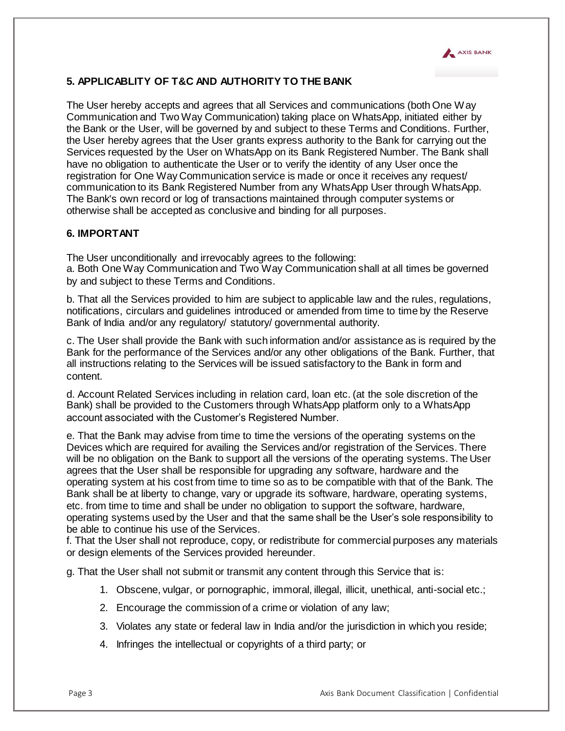## 5. APPLICABLITY OF T&C AND AUTHORITY TO THE BANK

The User hereby accepts and agrees that all Services and communications (both One Way Communication and Two Way Communication) taking place on WhatsApp, initiated either by the Bank or the User, will be governed by and subject to these Terms and Conditions. Further, the User hereby agrees that the User grants express authority to the Bank for carrying out the Services requested by the User on WhatsApp on its Bank Registered Number. The Bank shall have no obligation to authenticate the User or to verify the identity of any User once the registration for One Way Communication service is made or once it receives any request/ communication to its Bank Registered Number from any WhatsApp User through WhatsApp. The Bank's own record or log of transactions maintained through computer systems or otherwise shall be accepted as conclusive and binding for all purposes.

## 6. IMPORTANT

The User unconditionally and irrevocably agrees to the following:

a. Both One Way Communication and Two Way Communication shall at all times be governed by and subject to these Terms and Conditions.

b. That all the Services provided to him are subject to applicable law and the rules, regulations, notifications, circulars and guidelines introduced or amended from time to time by the Reserve Bank of India and/or any regulatory/ statutory/ governmental authority.

c. The User shall provide the Bank with such information and/or assistance as is required by the Bank for the performance of the Services and/or any other obligations of the Bank. Further, that all instructions relating to the Services will be issued satisfactory to the Bank in form and content.

d. Account Related Services including in relation card, loan etc. (at the sole discretion of the Bank) shall be provided to the Customers through WhatsApp platform only to a WhatsApp account associated with the Customer's Registered Number.

e. That the Bank may advise from time to time the versions of the operating systems on the Devices which are required for availing the Services and/or registration of the Services. There will be no obligation on the Bank to support all the versions of the operating systems. The User agrees that the User shall be responsible for upgrading any software, hardware and the operating system at his cost from time to time so as to be compatible with that of the Bank. The Bank shall be at liberty to change, vary or upgrade its software, hardware, operating systems, etc. from time to time and shall be under no obligation to support the software, hardware, operating systems used by the User and that the same shall be the User's sole responsibility to be able to continue his use of the Services.

f. That the User shall not reproduce, copy, or redistribute for commercial purposes any materials or design elements of the Services provided hereunder.

g. That the User shall not submit or transmit any content through this Service that is:

1. Obscene, vulgar, or pornographic, immoral, illegal, illicit, unethical, anti-social etc.;
2. Encourage the commission of a crime or violation of any law;
3. Violates any state or federal law in India and/or the jurisdiction in which you reside;
4. Infringes the intellectual or copyrights of a third party; or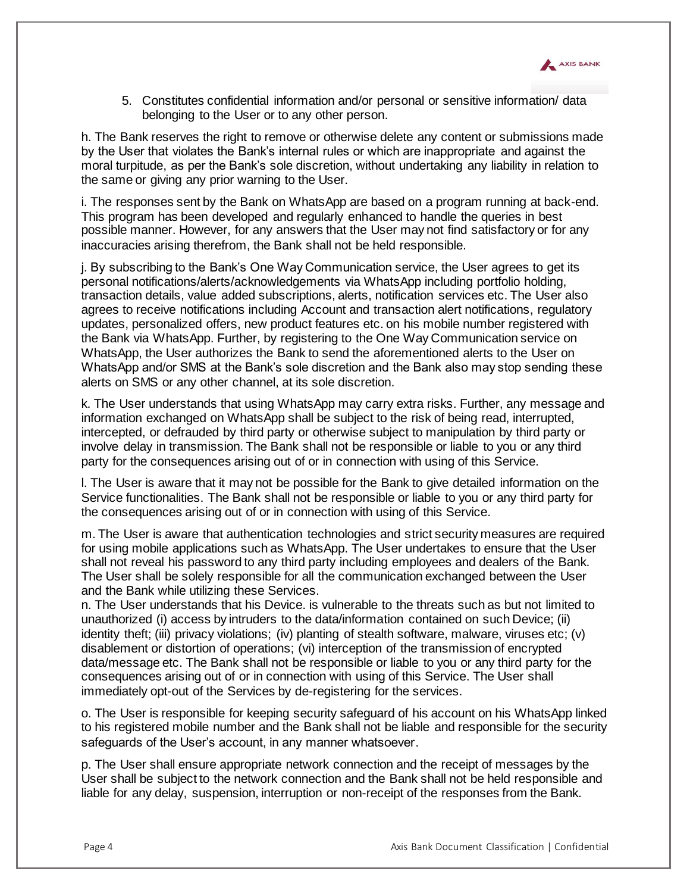5. Constitutes confidential information and/or personal or sensitive information/ data belonging to the User or to any other person.

h. The Bank reserves the right to remove or otherwise delete any content or submissions made by the User that violates the Bank's internal rules or which are inappropriate and against the moral turpitude, as per the Bank's sole discretion, without undertaking any liability in relation to the same or giving any prior warning to the User.

i. The responses sent by the Bank on WhatsApp are based on a program running at back-end. This program has been developed and regularly enhanced to handle the queries in best possible manner. However, for any answers that the User may not find satisfactory or for any inaccuracies arising therefrom, the Bank shall not be held responsible.

j. By subscribing to the Bank's One Way Communication service, the User agrees to get its personal notifications/alerts/acknowledgements via WhatsApp including portfolio holding, transaction details, value added subscriptions, alerts, notification services etc. The User also agrees to receive notifications including Account and transaction alert notifications, regulatory updates, personalized offers, new product features etc. on his mobile number registered with the Bank via WhatsApp. Further, by registering to the One Way Communication service on WhatsApp, the User authorizes the Bank to send the aforementioned alerts to the User on WhatsApp and/or SMS at the Bank's sole discretion and the Bank also may stop sending these alerts on SMS or any other channel, at its sole discretion.

k. The User understands that using WhatsApp may carry extra risks. Further, any message and information exchanged on WhatsApp shall be subject to the risk of being read, interrupted, intercepted, or defrauded by third party or otherwise subject to manipulation by third party or involve delay in transmission. The Bank shall not be responsible or liable to you or any third party for the consequences arising out of or in connection with using of this Service.

l. The User is aware that it may not be possible for the Bank to give detailed information on the Service functionalities. The Bank shall not be responsible or liable to you or any third party for the consequences arising out of or in connection with using of this Service.

m. The User is aware that authentication technologies and strict security measures are required for using mobile applications such as WhatsApp. The User undertakes to ensure that the User shall not reveal his password to any third party including employees and dealers of the Bank. The User shall be solely responsible for all the communication exchanged between the User and the Bank while utilizing these Services.

n. The User understands that his Device. is vulnerable to the threats such as but not limited to unauthorized (i) access by intruders to the data/information contained on such Device; (ii) identity theft; (iii) privacy violations; (iv) planting of stealth software, malware, viruses etc; (v) disablement or distortion of operations; (vi) interception of the transmission of encrypted data/message etc. The Bank shall not be responsible or liable to you or any third party for the consequences arising out of or in connection with using of this Service. The User shall immediately opt-out of the Services by de-registering for the services.

o. The User is responsible for keeping security safeguard of his account on his WhatsApp linked to his registered mobile number and the Bank shall not be liable and responsible for the security safeguards of the User's account, in any manner whatsoever.

p. The User shall ensure appropriate network connection and the receipt of messages by the User shall be subject to the network connection and the Bank shall not be held responsible and liable for any delay, suspension, interruption or non-receipt of the responses from the Bank.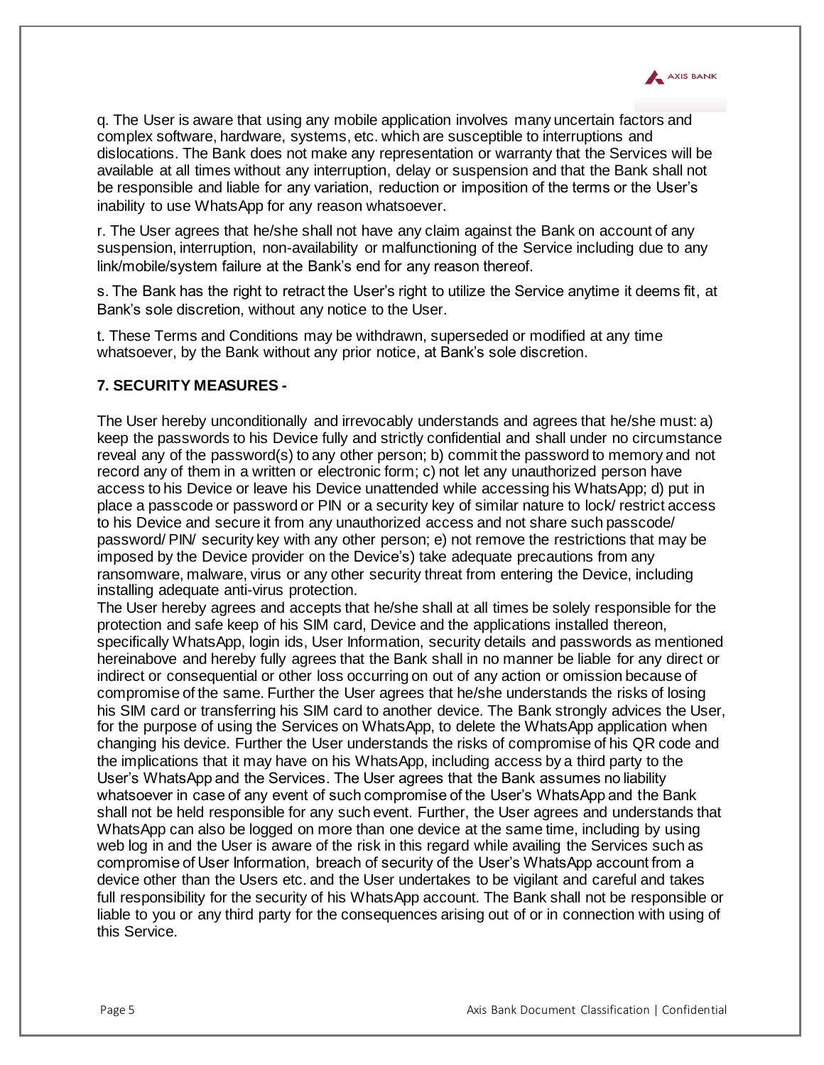q. The User is aware that using any mobile application involves many uncertain factors and complex software, hardware, systems, etc. which are susceptible to interruptions and dislocations. The Bank does not make any representation or warranty that the Services will be available at all times without any interruption, delay or suspension and that the Bank shall not be responsible and liable for any variation, reduction or imposition of the terms or the User's inability to use WhatsApp for any reason whatsoever.

r. The User agrees that he/she shall not have any claim against the Bank on account of any suspension, interruption, non-availability or malfunctioning of the Service including due to any link/mobile/system failure at the Bank's end for any reason thereof.

s. The Bank has the right to retract the User's right to utilize the Service anytime it deems fit, at Bank's sole discretion, without any notice to the User.

t. These Terms and Conditions may be withdrawn, superseded or modified at any time whatsoever, by the Bank without any prior notice, at Bank's sole discretion.

**7. SECURITY MEASURES -**

The User hereby unconditionally and irrevocably understands and agrees that he/she must: a) keep the passwords to his Device fully and strictly confidential and shall under no circumstance reveal any of the password(s) to any other person; b) commit the password to memory and not record any of them in a written or electronic form; c) not let any unauthorized person have access to his Device or leave his Device unattended while accessing his WhatsApp; d) put in place a passcode or password or PIN or a security key of similar nature to lock/ restrict access to his Device and secure it from any unauthorized access and not share such passcode/ password/ PIN/ security key with any other person; e) not remove the restrictions that may be imposed by the Device provider on the Device's) take adequate precautions from any ransomware, malware, virus or any other security threat from entering the Device, including installing adequate anti-virus protection.

The User hereby agrees and accepts that he/she shall at all times be solely responsible for the protection and safe keep of his SIM card, Device and the applications installed thereon, specifically WhatsApp, login ids, User Information, security details and passwords as mentioned hereinabove and hereby fully agrees that the Bank shall in no manner be liable for any direct or indirect or consequential or other loss occurring on out of any action or omission because of compromise of the same. Further the User agrees that he/she understands the risks of losing his SIM card or transferring his SIM card to another device. The Bank strongly advices the User, for the purpose of using the Services on WhatsApp, to delete the WhatsApp application when changing his device. Further the User understands the risks of compromise of his QR code and the implications that it may have on his WhatsApp, including access by a third party to the User's WhatsApp and the Services. The User agrees that the Bank assumes no liability whatsoever in case of any event of such compromise of the User's WhatsApp and the Bank shall not be held responsible for any such event. Further, the User agrees and understands that WhatsApp can also be logged on more than one device at the same time, including by using web log in and the User is aware of the risk in this regard while availing the Services such as compromise of User Information, breach of security of the User's WhatsApp account from a device other than the Users etc. and the User undertakes to be vigilant and careful and takes full responsibility for the security of his WhatsApp account. The Bank shall not be responsible or liable to you or any third party for the consequences arising out of or in connection with using of this Service.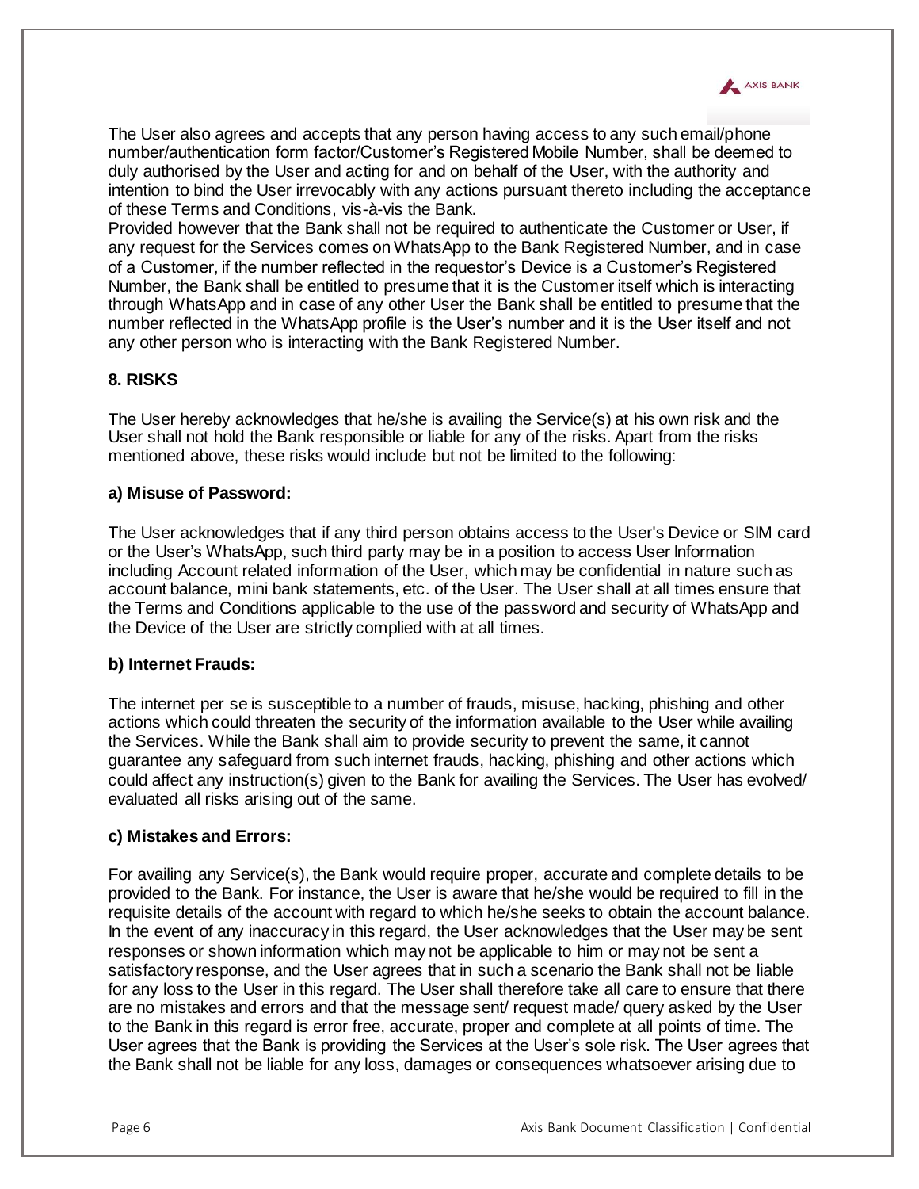The User also agrees and accepts that any person having access to any such email/phone number/authentication form factor/Customer's Registered Mobile Number, shall be deemed to duly authorised by the User and acting for and on behalf of the User, with the authority and intention to bind the User irrevocably with any actions pursuant thereto including the acceptance of these Terms and Conditions, vis-à-vis the Bank.

Provided however that the Bank shall not be required to authenticate the Customer or User, if any request for the Services comes on WhatsApp to the Bank Registered Number, and in case of a Customer, if the number reflected in the requestor's Device is a Customer's Registered Number, the Bank shall be entitled to presume that it is the Customer itself which is interacting through WhatsApp and in case of any other User the Bank shall be entitled to presume that the number reflected in the WhatsApp profile is the User's number and it is the User itself and not any other person who is interacting with the Bank Registered Number.

## 8. RISKS

The User hereby acknowledges that he/she is availing the Service(s) at his own risk and the User shall not hold the Bank responsible or liable for any of the risks. Apart from the risks mentioned above, these risks would include but not be limited to the following:

### a) Misuse of Password:

The User acknowledges that if any third person obtains access to the User's Device or SIM card or the User's WhatsApp, such third party may be in a position to access User Information including Account related information of the User, which may be confidential in nature such as account balance, mini bank statements, etc. of the User. The User shall at all times ensure that the Terms and Conditions applicable to the use of the password and security of WhatsApp and the Device of the User are strictly complied with at all times.

### b) Internet Frauds:

The internet per se is susceptible to a number of frauds, misuse, hacking, phishing and other actions which could threaten the security of the information available to the User while availing the Services. While the Bank shall aim to provide security to prevent the same, it cannot guarantee any safeguard from such internet frauds, hacking, phishing and other actions which could affect any instruction(s) given to the Bank for availing the Services. The User has evolved/ evaluated all risks arising out of the same.

### c) Mistakes and Errors:

For availing any Service(s), the Bank would require proper, accurate and complete details to be provided to the Bank. For instance, the User is aware that he/she would be required to fill in the requisite details of the account with regard to which he/she seeks to obtain the account balance. In the event of any inaccuracy in this regard, the User acknowledges that the User may be sent responses or shown information which may not be applicable to him or may not be sent a satisfactory response, and the User agrees that in such a scenario the Bank shall not be liable for any loss to the User in this regard. The User shall therefore take all care to ensure that there are no mistakes and errors and that the message sent/ request made/ query asked by the User to the Bank in this regard is error free, accurate, proper and complete at all points of time. The User agrees that the Bank is providing the Services at the User's sole risk. The User agrees that the Bank shall not be liable for any loss, damages or consequences whatsoever arising due to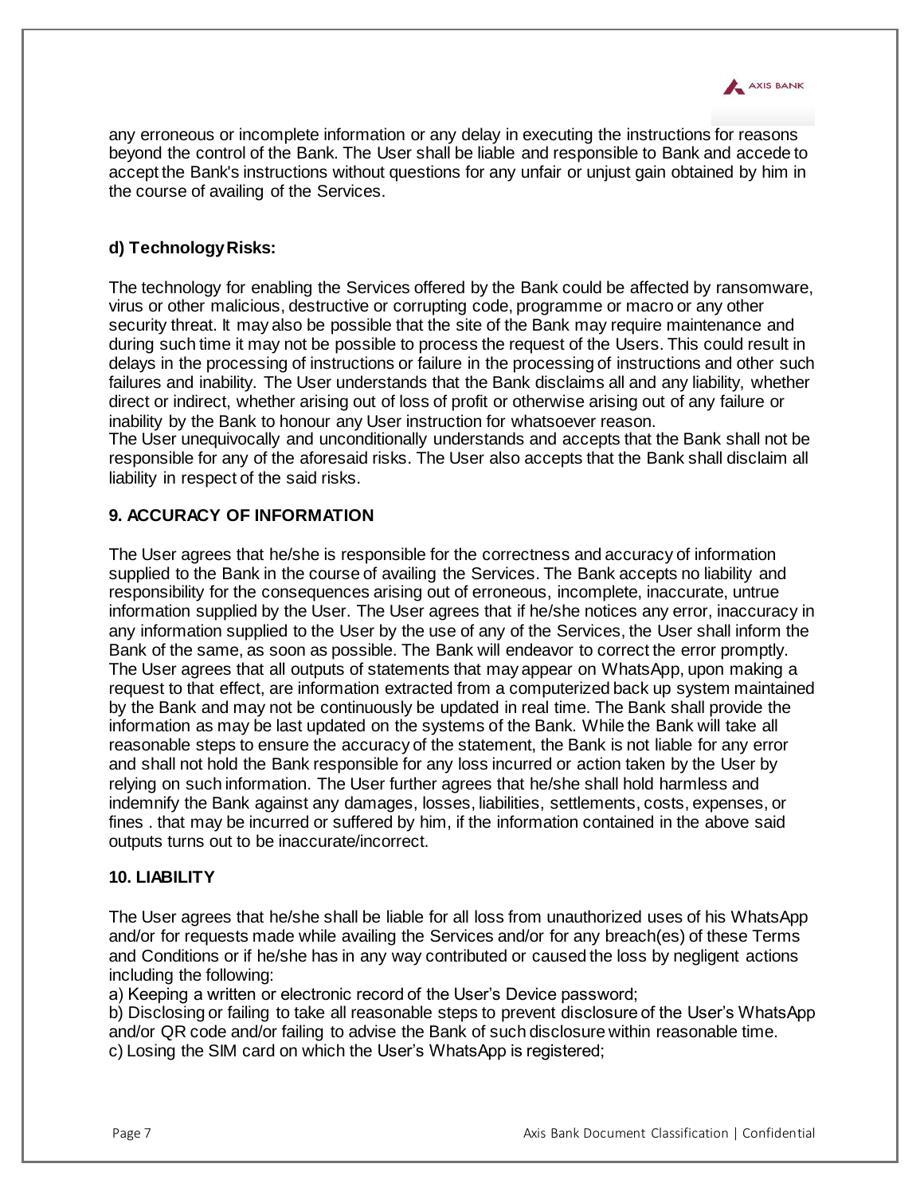any erroneous or incomplete information or any delay in executing the instructions for reasons beyond the control of the Bank. The User shall be liable and responsible to Bank and accede to accept the Bank's instructions without questions for any unfair or unjust gain obtained by him in the course of availing of the Services.

**d) Technology Risks:**

The technology for enabling the Services offered by the Bank could be affected by ransomware, virus or other malicious, destructive or corrupting code, programme or macro or any other security threat. It may also be possible that the site of the Bank may require maintenance and during such time it may not be possible to process the request of the Users. This could result in delays in the processing of instructions or failure in the processing of instructions and other such failures and inability. The User understands that the Bank disclaims all and any liability, whether direct or indirect, whether arising out of loss of profit or otherwise arising out of any failure or inability by the Bank to honour any User instruction for whatsoever reason.
The User unequivocally and unconditionally understands and accepts that the Bank shall not be responsible for any of the aforesaid risks. The User also accepts that the Bank shall disclaim all liability in respect of the said risks.

## 9. ACCURACY OF INFORMATION

The User agrees that he/she is responsible for the correctness and accuracy of information supplied to the Bank in the course of availing the Services. The Bank accepts no liability and responsibility for the consequences arising out of erroneous, incomplete, inaccurate, untrue information supplied by the User. The User agrees that if he/she notices any error, inaccuracy in any information supplied to the User by the use of any of the Services, the User shall inform the Bank of the same, as soon as possible. The Bank will endeavor to correct the error promptly. The User agrees that all outputs of statements that may appear on WhatsApp, upon making a request to that effect, are information extracted from a computerized back up system maintained by the Bank and may not be continuously be updated in real time. The Bank shall provide the information as may be last updated on the systems of the Bank. While the Bank will take all reasonable steps to ensure the accuracy of the statement, the Bank is not liable for any error and shall not hold the Bank responsible for any loss incurred or action taken by the User by relying on such information. The User further agrees that he/she shall hold harmless and indemnify the Bank against any damages, losses, liabilities, settlements, costs, expenses, or fines . that may be incurred or suffered by him, if the information contained in the above said outputs turns out to be inaccurate/incorrect.

## 10. LIABILITY

The User agrees that he/she shall be liable for all loss from unauthorized uses of his WhatsApp and/or for requests made while availing the Services and/or for any breach(es) of these Terms and Conditions or if he/she has in any way contributed or caused the loss by negligent actions including the following:

a) Keeping a written or electronic record of the User's Device password;
b) Disclosing or failing to take all reasonable steps to prevent disclosure of the User's WhatsApp and/or QR code and/or failing to advise the Bank of such disclosure within reasonable time.
c) Losing the SIM card on which the User's WhatsApp is registered;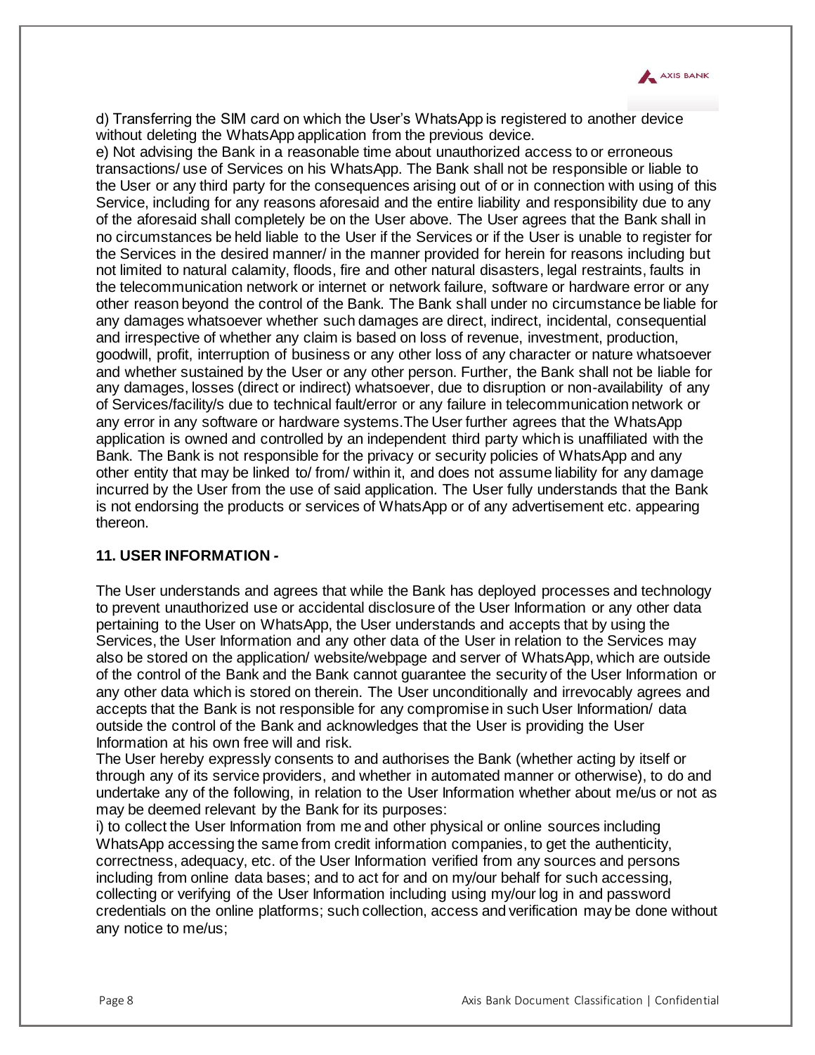d) Transferring the SIM card on which the User's WhatsApp is registered to another device without deleting the WhatsApp application from the previous device.

e) Not advising the Bank in a reasonable time about unauthorized access to or erroneous transactions/ use of Services on his WhatsApp. The Bank shall not be responsible or liable to the User or any third party for the consequences arising out of or in connection with using of this Service, including for any reasons aforesaid and the entire liability and responsibility due to any of the aforesaid shall completely be on the User above. The User agrees that the Bank shall in no circumstances be held liable to the User if the Services or if the User is unable to register for the Services in the desired manner/ in the manner provided for herein for reasons including but not limited to natural calamity, floods, fire and other natural disasters, legal restraints, faults in the telecommunication network or internet or network failure, software or hardware error or any other reason beyond the control of the Bank. The Bank shall under no circumstance be liable for any damages whatsoever whether such damages are direct, indirect, incidental, consequential and irrespective of whether any claim is based on loss of revenue, investment, production, goodwill, profit, interruption of business or any other loss of any character or nature whatsoever and whether sustained by the User or any other person. Further, the Bank shall not be liable for any damages, losses (direct or indirect) whatsoever, due to disruption or non-availability of any of Services/facility/s due to technical fault/error or any failure in telecommunication network or any error in any software or hardware systems.The User further agrees that the WhatsApp application is owned and controlled by an independent third party which is unaffiliated with the Bank. The Bank is not responsible for the privacy or security policies of WhatsApp and any other entity that may be linked to/ from/ within it, and does not assume liability for any damage incurred by the User from the use of said application. The User fully understands that the Bank is not endorsing the products or services of WhatsApp or of any advertisement etc. appearing thereon.

## 11. USER INFORMATION -

The User understands and agrees that while the Bank has deployed processes and technology to prevent unauthorized use or accidental disclosure of the User Information or any other data pertaining to the User on WhatsApp, the User understands and accepts that by using the Services, the User Information and any other data of the User in relation to the Services may also be stored on the application/ website/webpage and server of WhatsApp, which are outside of the control of the Bank and the Bank cannot guarantee the security of the User Information or any other data which is stored on therein. The User unconditionally and irrevocably agrees and accepts that the Bank is not responsible for any compromise in such User Information/ data outside the control of the Bank and acknowledges that the User is providing the User Information at his own free will and risk.

The User hereby expressly consents to and authorises the Bank (whether acting by itself or through any of its service providers, and whether in automated manner or otherwise), to do and undertake any of the following, in relation to the User Information whether about me/us or not as may be deemed relevant by the Bank for its purposes:

i) to collect the User Information from me and other physical or online sources including WhatsApp accessing the same from credit information companies, to get the authenticity, correctness, adequacy, etc. of the User Information verified from any sources and persons including from online data bases; and to act for and on my/our behalf for such accessing, collecting or verifying of the User Information including using my/our log in and password credentials on the online platforms; such collection, access and verification may be done without any notice to me/us;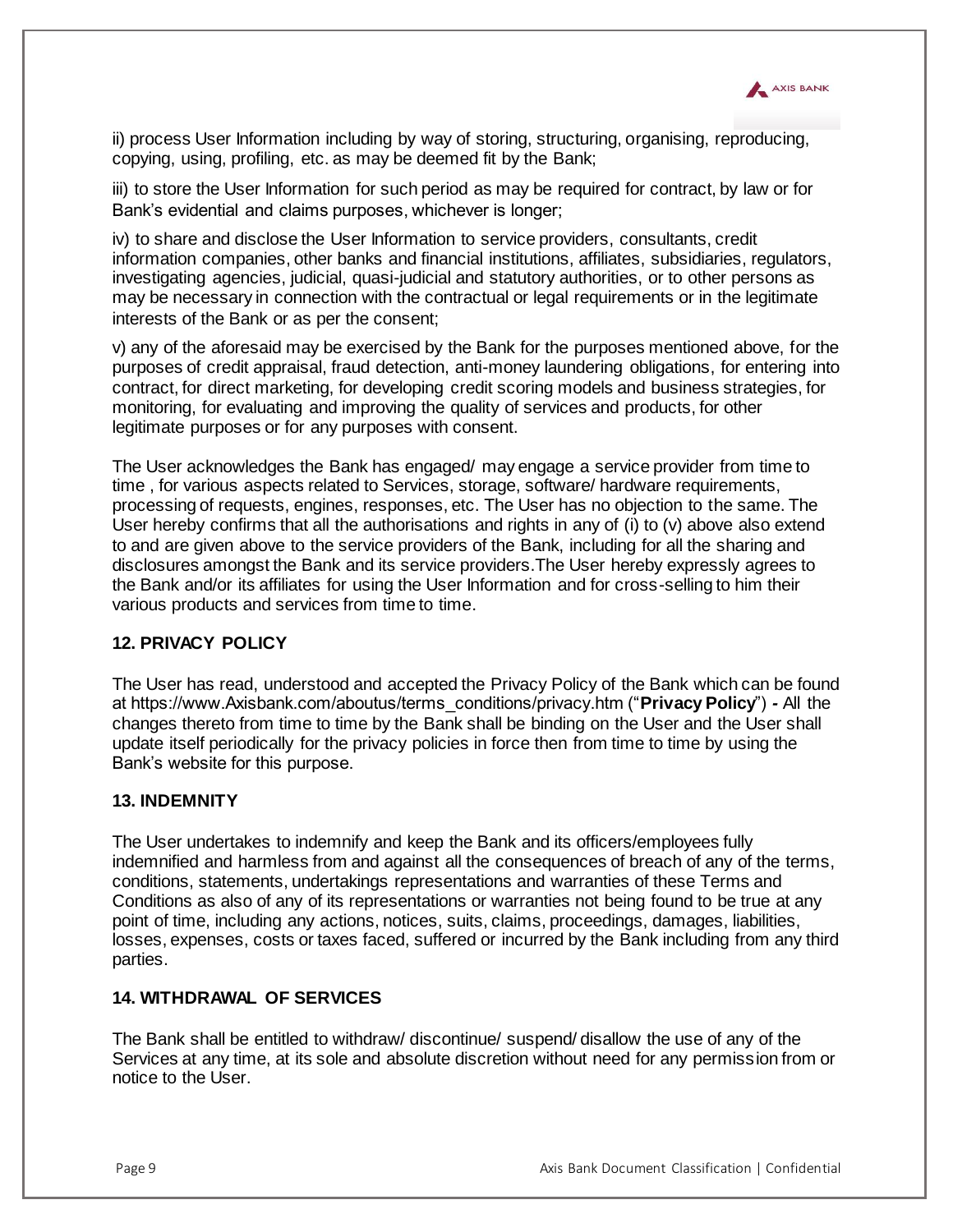ii) process User Information including by way of storing, structuring, organising, reproducing, copying, using, profiling, etc. as may be deemed fit by the Bank;

iii) to store the User Information for such period as may be required for contract, by law or for Bank's evidential and claims purposes, whichever is longer;

iv) to share and disclose the User Information to service providers, consultants, credit information companies, other banks and financial institutions, affiliates, subsidiaries, regulators, investigating agencies, judicial, quasi-judicial and statutory authorities, or to other persons as may be necessary in connection with the contractual or legal requirements or in the legitimate interests of the Bank or as per the consent;

v) any of the aforesaid may be exercised by the Bank for the purposes mentioned above, for the purposes of credit appraisal, fraud detection, anti-money laundering obligations, for entering into contract, for direct marketing, for developing credit scoring models and business strategies, for monitoring, for evaluating and improving the quality of services and products, for other legitimate purposes or for any purposes with consent.

The User acknowledges the Bank has engaged/ may engage a service provider from time to time , for various aspects related to Services, storage, software/ hardware requirements, processing of requests, engines, responses, etc. The User has no objection to the same. The User hereby confirms that all the authorisations and rights in any of (i) to (v) above also extend to and are given above to the service providers of the Bank, including for all the sharing and disclosures amongst the Bank and its service providers.The User hereby expressly agrees to the Bank and/or its affiliates for using the User Information and for cross-selling to him their various products and services from time to time.

## 12. PRIVACY POLICY

The User has read, understood and accepted the Privacy Policy of the Bank which can be found at https://www.Axisbank.com/aboutus/terms_conditions/privacy.htm ("**Privacy Policy**") **-** All the changes thereto from time to time by the Bank shall be binding on the User and the User shall update itself periodically for the privacy policies in force then from time to time by using the Bank's website for this purpose.

## 13. INDEMNITY

The User undertakes to indemnify and keep the Bank and its officers/employees fully indemnified and harmless from and against all the consequences of breach of any of the terms, conditions, statements, undertakings representations and warranties of these Terms and Conditions as also of any of its representations or warranties not being found to be true at any point of time, including any actions, notices, suits, claims, proceedings, damages, liabilities, losses, expenses, costs or taxes faced, suffered or incurred by the Bank including from any third parties.

## 14. WITHDRAWAL OF SERVICES

The Bank shall be entitled to withdraw/ discontinue/ suspend/ disallow the use of any of the Services at any time, at its sole and absolute discretion without need for any permission from or notice to the User.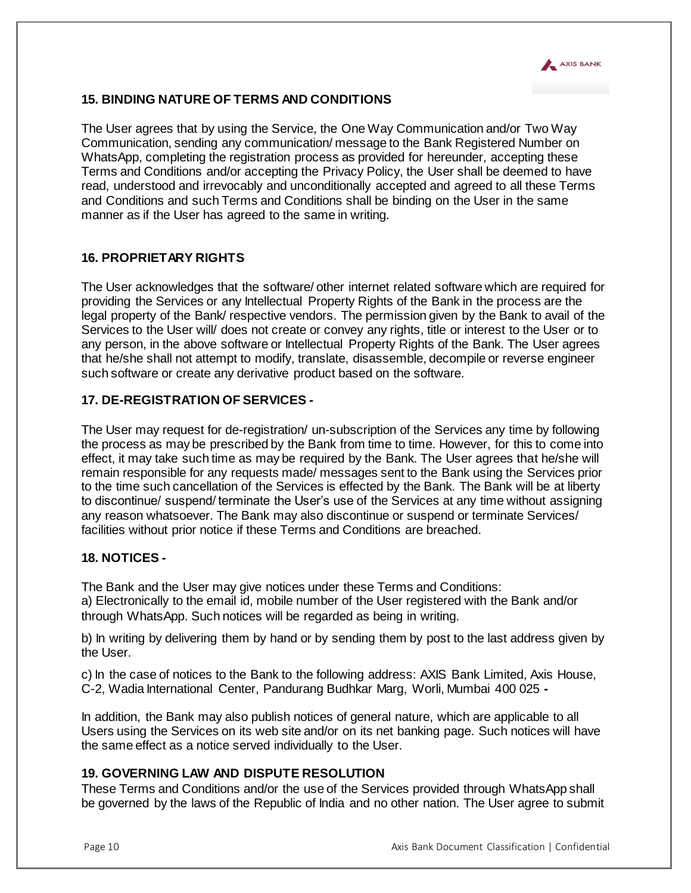## 15. BINDING NATURE OF TERMS AND CONDITIONS

The User agrees that by using the Service, the One Way Communication and/or Two Way Communication, sending any communication/ message to the Bank Registered Number on WhatsApp, completing the registration process as provided for hereunder, accepting these Terms and Conditions and/or accepting the Privacy Policy, the User shall be deemed to have read, understood and irrevocably and unconditionally accepted and agreed to all these Terms and Conditions and such Terms and Conditions shall be binding on the User in the same manner as if the User has agreed to the same in writing.

## 16. PROPRIETARY RIGHTS

The User acknowledges that the software/ other internet related software which are required for providing the Services or any Intellectual Property Rights of the Bank in the process are the legal property of the Bank/ respective vendors. The permission given by the Bank to avail of the Services to the User will/ does not create or convey any rights, title or interest to the User or to any person, in the above software or Intellectual Property Rights of the Bank. The User agrees that he/she shall not attempt to modify, translate, disassemble, decompile or reverse engineer such software or create any derivative product based on the software.

## 17. DE-REGISTRATION OF SERVICES -

The User may request for de-registration/ un-subscription of the Services any time by following the process as may be prescribed by the Bank from time to time. However, for this to come into effect, it may take such time as may be required by the Bank. The User agrees that he/she will remain responsible for any requests made/ messages sent to the Bank using the Services prior to the time such cancellation of the Services is effected by the Bank. The Bank will be at liberty to discontinue/ suspend/ terminate the User's use of the Services at any time without assigning any reason whatsoever. The Bank may also discontinue or suspend or terminate Services/ facilities without prior notice if these Terms and Conditions are breached.

## 18. NOTICES -

The Bank and the User may give notices under these Terms and Conditions:

a) Electronically to the email id, mobile number of the User registered with the Bank and/or through WhatsApp. Such notices will be regarded as being in writing.

b) In writing by delivering them by hand or by sending them by post to the last address given by the User.

c) In the case of notices to the Bank to the following address: AXIS Bank Limited, Axis House, C-2, Wadia International Center, Pandurang Budhkar Marg, Worli, Mumbai 400 025 -

In addition, the Bank may also publish notices of general nature, which are applicable to all Users using the Services on its web site and/or on its net banking page. Such notices will have the same effect as a notice served individually to the User.

## 19. GOVERNING LAW AND DISPUTE RESOLUTION

These Terms and Conditions and/or the use of the Services provided through WhatsApp shall be governed by the laws of the Republic of India and no other nation. The User agree to submit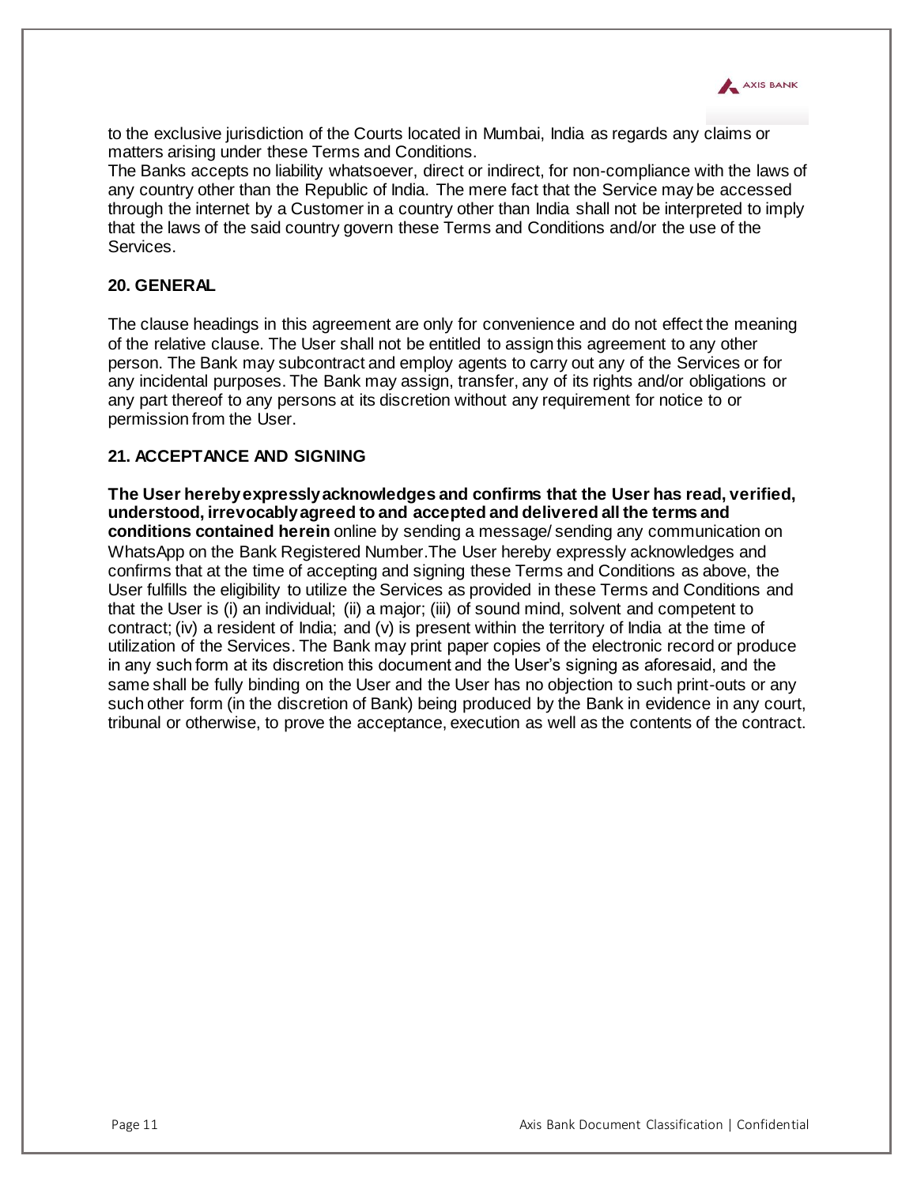to the exclusive jurisdiction of the Courts located in Mumbai, India as regards any claims or matters arising under these Terms and Conditions.
The Banks accepts no liability whatsoever, direct or indirect, for non-compliance with the laws of any country other than the Republic of India. The mere fact that the Service may be accessed through the internet by a Customer in a country other than India shall not be interpreted to imply that the laws of the said country govern these Terms and Conditions and/or the use of the Services.

## 20. GENERAL

The clause headings in this agreement are only for convenience and do not effect the meaning of the relative clause. The User shall not be entitled to assign this agreement to any other person. The Bank may subcontract and employ agents to carry out any of the Services or for any incidental purposes. The Bank may assign, transfer, any of its rights and/or obligations or any part thereof to any persons at its discretion without any requirement for notice to or permission from the User.

## 21. ACCEPTANCE AND SIGNING

**The User hereby expressly acknowledges and confirms that the User has read, verified, understood, irrevocably agreed to and accepted and delivered all the terms and conditions contained herein** online by sending a message/ sending any communication on WhatsApp on the Bank Registered Number.The User hereby expressly acknowledges and confirms that at the time of accepting and signing these Terms and Conditions as above, the User fulfills the eligibility to utilize the Services as provided in these Terms and Conditions and that the User is (i) an individual; (ii) a major; (iii) of sound mind, solvent and competent to contract; (iv) a resident of India; and (v) is present within the territory of India at the time of utilization of the Services. The Bank may print paper copies of the electronic record or produce in any such form at its discretion this document and the User's signing as aforesaid, and the same shall be fully binding on the User and the User has no objection to such print-outs or any such other form (in the discretion of Bank) being produced by the Bank in evidence in any court, tribunal or otherwise, to prove the acceptance, execution as well as the contents of the contract.